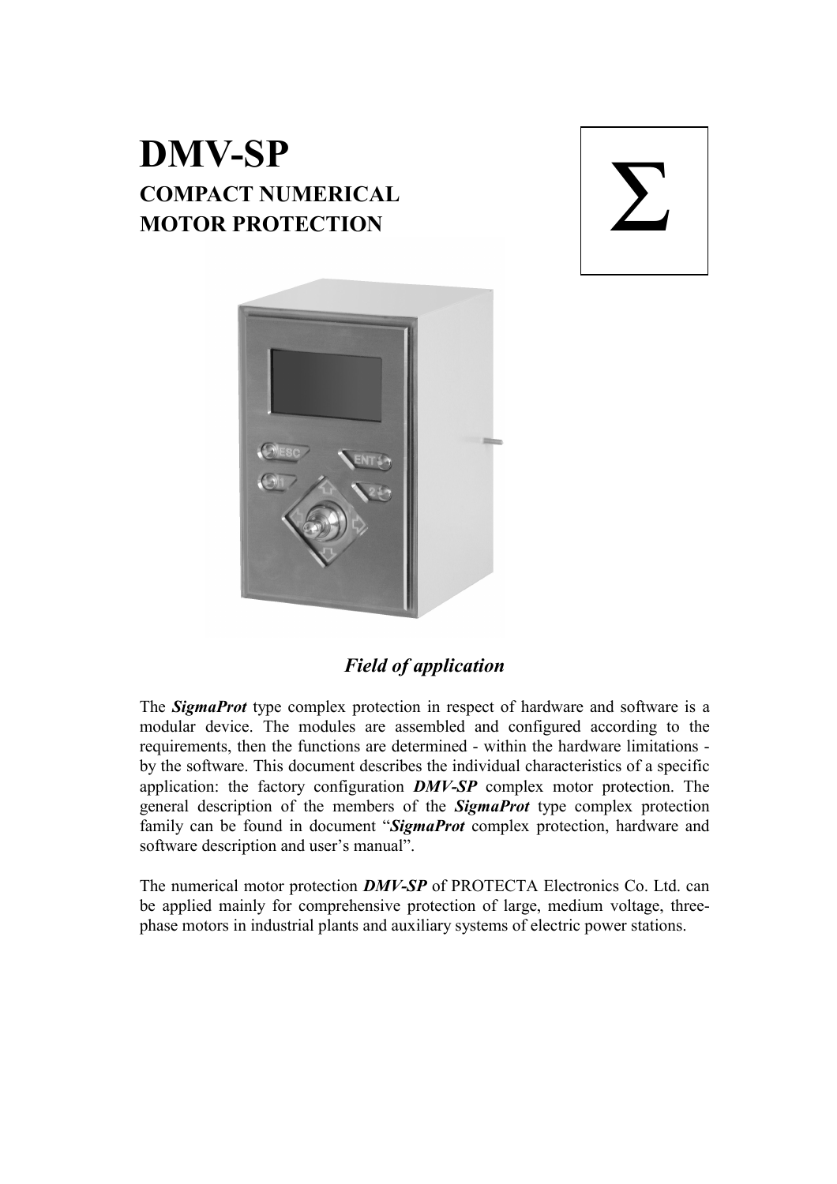# DMV-SP

## COMPACT NUMERICAL MOTOR PROTECTION

Σ

### *Field of application*

The ***SigmaProt*** type complex protection in respect of hardware and software is a modular device. The modules are assembled and configured according to the requirements, then the functions are determined - within the hardware limitations - by the software. This document describes the individual characteristics of a specific application: the factory configuration ***DMV-SP*** complex motor protection. The general description of the members of the ***SigmaProt*** type complex protection family can be found in document "***SigmaProt*** complex protection, hardware and software description and user's manual".

The numerical motor protection ***DMV-SP*** of PROTECTA Electronics Co. Ltd. can be applied mainly for comprehensive protection of large, medium voltage, three-phase motors in industrial plants and auxiliary systems of electric power stations.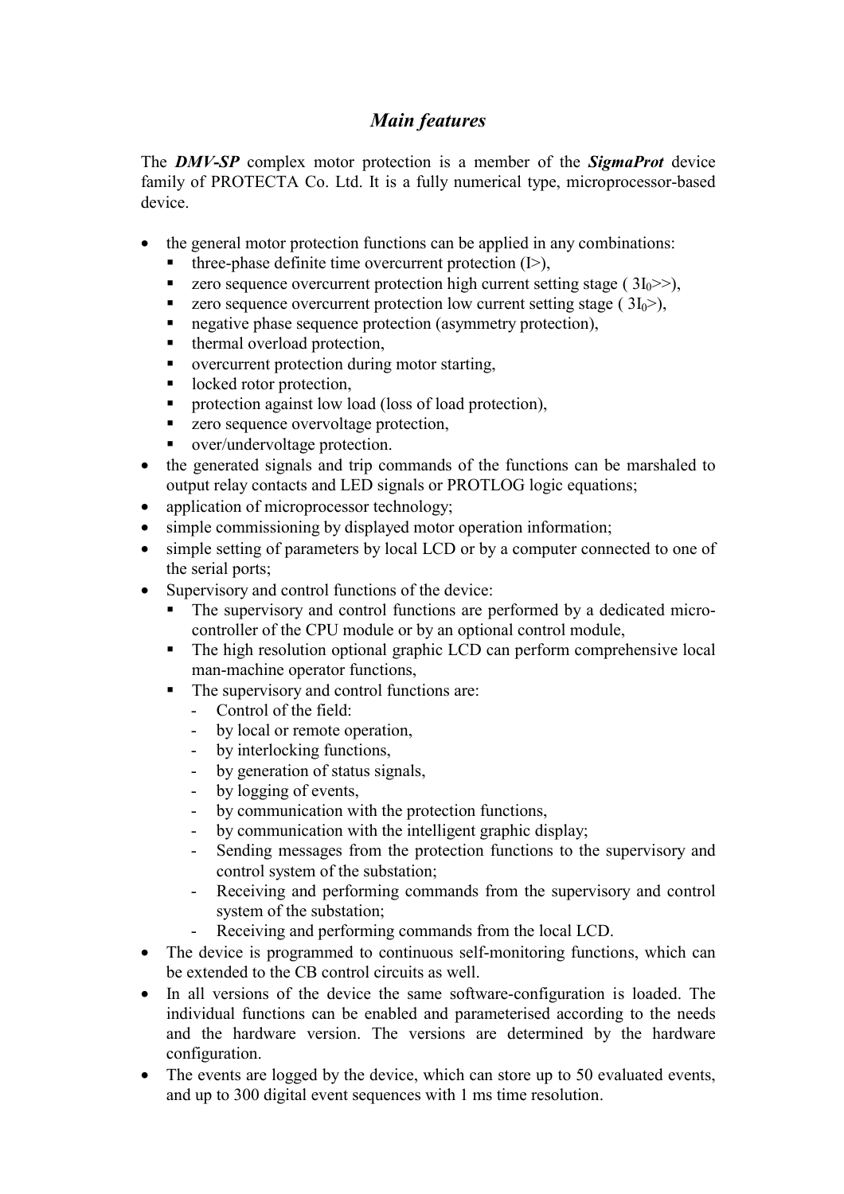## *Main features*

The ***DMV-SP*** complex motor protection is a member of the ***SigmaProt*** device family of PROTECTA Co. Ltd. It is a fully numerical type, microprocessor-based device.

- the general motor protection functions can be applied in any combinations:
  - three-phase definite time overcurrent protection (I>),
  - zero sequence overcurrent protection high current setting stage ( $3I_0$>>),
  - zero sequence overcurrent protection low current setting stage ( $3I_0$>),
  - negative phase sequence protection (asymmetry protection),
  - thermal overload protection,
  - overcurrent protection during motor starting,
  - locked rotor protection,
  - protection against low load (loss of load protection),
  - zero sequence overvoltage protection,
  - over/undervoltage protection.
- the generated signals and trip commands of the functions can be marshaled to output relay contacts and LED signals or PROTLOG logic equations;
- application of microprocessor technology;
- simple commissioning by displayed motor operation information;
- simple setting of parameters by local LCD or by a computer connected to one of the serial ports;
- Supervisory and control functions of the device:
  - The supervisory and control functions are performed by a dedicated micro-controller of the CPU module or by an optional control module,
  - The high resolution optional graphic LCD can perform comprehensive local man-machine operator functions,
  - The supervisory and control functions are:
    - Control of the field:
    - by local or remote operation,
    - by interlocking functions,
    - by generation of status signals,
    - by logging of events,
    - by communication with the protection functions,
    - by communication with the intelligent graphic display;
    - Sending messages from the protection functions to the supervisory and control system of the substation;
    - Receiving and performing commands from the supervisory and control system of the substation;
    - Receiving and performing commands from the local LCD.
- The device is programmed to continuous self-monitoring functions, which can be extended to the CB control circuits as well.
- In all versions of the device the same software-configuration is loaded. The individual functions can be enabled and parameterised according to the needs and the hardware version. The versions are determined by the hardware configuration.
- The events are logged by the device, which can store up to 50 evaluated events, and up to 300 digital event sequences with 1 ms time resolution.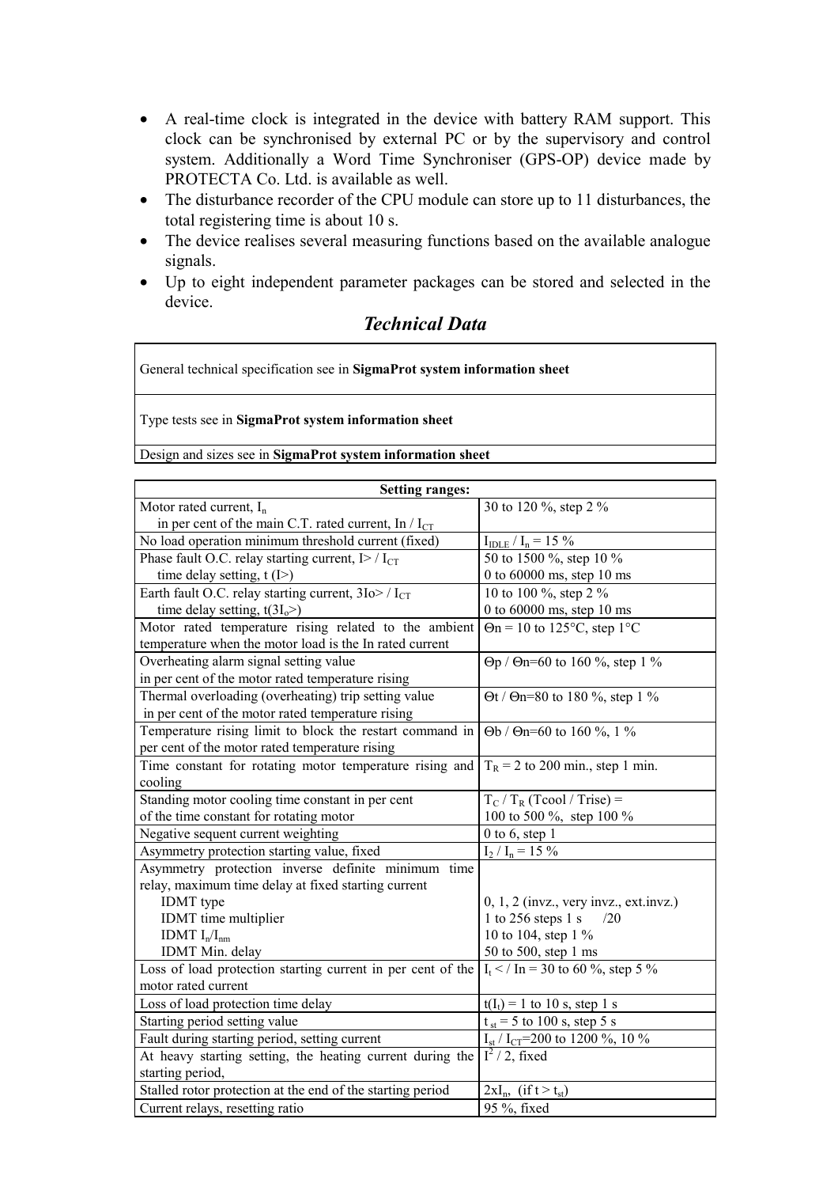- A real-time clock is integrated in the device with battery RAM support. This clock can be synchronised by external PC or by the supervisory and control system. Additionally a Word Time Synchroniser (GPS-OP) device made by PROTECTA Co. Ltd. is available as well.
- The disturbance recorder of the CPU module can store up to 11 disturbances, the total registering time is about 10 s.
- The device realises several measuring functions based on the available analogue signals.
- Up to eight independent parameter packages can be stored and selected in the device.

## *Technical Data*

| |
|---|
| General technical specification see in **SigmaProt system information sheet** |
| Type tests see in **SigmaProt system information sheet** |
| Design and sizes see in **SigmaProt system information sheet** |

| Setting ranges: | |
|---|---|
| Motor rated current, $I_n$ in per cent of the main C.T. rated current, In / $I_{CT}$ | 30 to 120 %, step 2 % |
| No load operation minimum threshold current (fixed) | $I_{IDLE}$ / $I_n$ = 15 % |
| Phase fault O.C. relay starting current, I> / $I_{CT}$ time delay setting, t (I>) | 50 to 1500 %, step 10 % 0 to 60000 ms, step 10 ms |
| Earth fault O.C. relay starting current, 3Io> / $I_{CT}$ time delay setting, t(3$I_o$>) | 10 to 100 %, step 2 % 0 to 60000 ms, step 10 ms |
| Motor rated temperature rising related to the ambient temperature when the motor load is the In rated current | Θn = 10 to 125°C, step 1°C |
| Overheating alarm signal setting value in per cent of the motor rated temperature rising | Θp / Θn=60 to 160 %, step 1 % |
| Thermal overloading (overheating) trip setting value in per cent of the motor rated temperature rising | Θt / Θn=80 to 180 %, step 1 % |
| Temperature rising limit to block the restart command in per cent of the motor rated temperature rising | Θb / Θn=60 to 160 %, 1 % |
| Time constant for rotating motor temperature rising and cooling | $T_R$ = 2 to 200 min., step 1 min. |
| Standing motor cooling time constant in per cent of the time constant for rotating motor | $T_C$ / $T_R$ (Tcool / Trise) = 100 to 500 %, step 100 % |
| Negative sequent current weighting | 0 to 6, step 1 |
| Asymmetry protection starting value, fixed | $I_2$ / $I_n$ = 15 % |
| Asymmetry protection inverse definite minimum time relay, maximum time delay at fixed starting current IDMT type IDMT time multiplier IDMT $I_n$/$I_{nm}$ IDMT Min. delay | 0, 1, 2 (invz., very invz., ext.invz.) 1 to 256 steps 1 s /20 10 to 104, step 1 % 50 to 500, step 1 ms |
| Loss of load protection starting current in per cent of the motor rated current | $I_t$ < / In = 30 to 60 %, step 5 % |
| Loss of load protection time delay | t($I_t$) = 1 to 10 s, step 1 s |
| Starting period setting value | $t_{st}$ = 5 to 100 s, step 5 s |
| Fault during starting period, setting current | $I_{st}$ / $I_{CT}$=200 to 1200 %, 10 % |
| At heavy starting setting, the heating current during the starting period, | $I^2$ / 2, fixed |
| Stalled rotor protection at the end of the starting period | 2x$I_n$, (if t > $t_{st}$) |
| Current relays, resetting ratio | 95 %, fixed |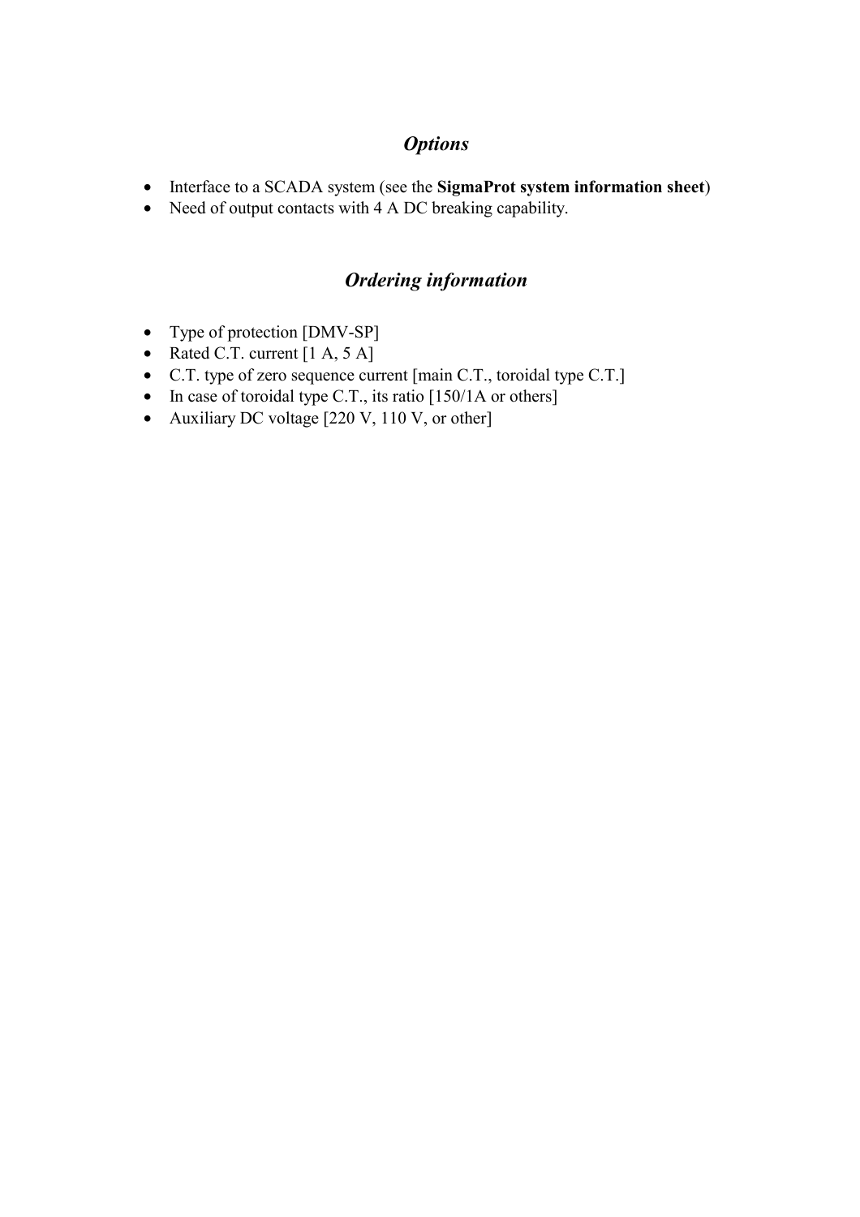## *Options*

- Interface to a SCADA system (see the **SigmaProt system information sheet**)
- Need of output contacts with 4 A DC breaking capability.

## *Ordering information*

- Type of protection [DMV-SP]
- Rated C.T. current [1 A, 5 A]
- C.T. type of zero sequence current [main C.T., toroidal type C.T.]
- In case of toroidal type C.T., its ratio [150/1A or others]
- Auxiliary DC voltage [220 V, 110 V, or other]